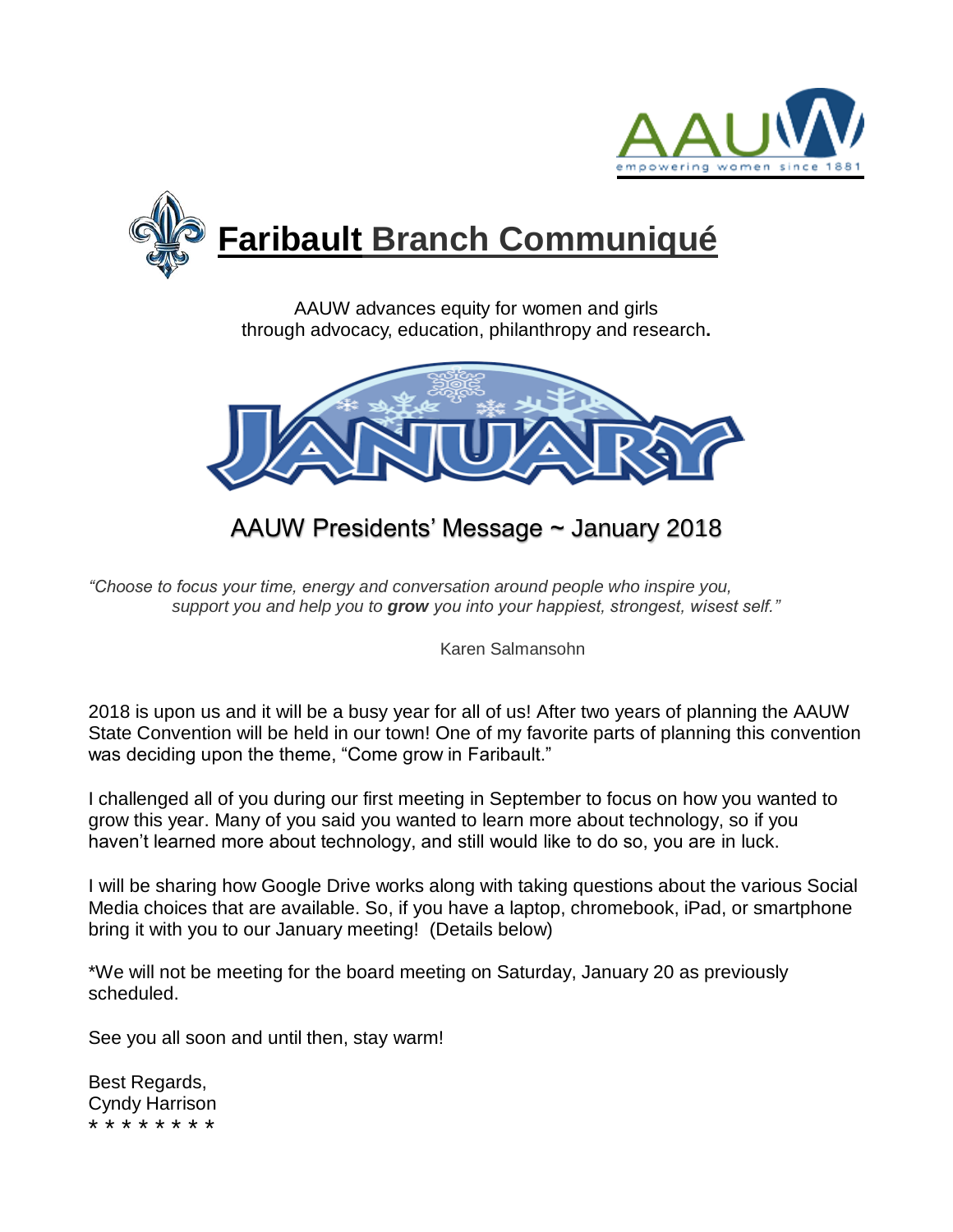# Faribault Branch Communiqué

AAUW advances equity for women and girls
through advocacy, education, philanthropy and research.

JANUARY

## AAUW Presidents' Message ~ January 2018

*"Choose to focus your time, energy and conversation around people who inspire you, support you and help you to **grow** you into your happiest, strongest, wisest self."*

Karen Salmansohn

2018 is upon us and it will be a busy year for all of us! After two years of planning the AAUW State Convention will be held in our town! One of my favorite parts of planning this convention was deciding upon the theme, "Come grow in Faribault."

I challenged all of you during our first meeting in September to focus on how you wanted to grow this year. Many of you said you wanted to learn more about technology, so if you haven't learned more about technology, and still would like to do so, you are in luck.

I will be sharing how Google Drive works along with taking questions about the various Social Media choices that are available. So, if you have a laptop, chromebook, iPad, or smartphone bring it with you to our January meeting! (Details below)

*We will not be meeting for the board meeting on Saturday, January 20 as previously scheduled.

See you all soon and until then, stay warm!

Best Regards,
Cyndy Harrison
* * * * * * * *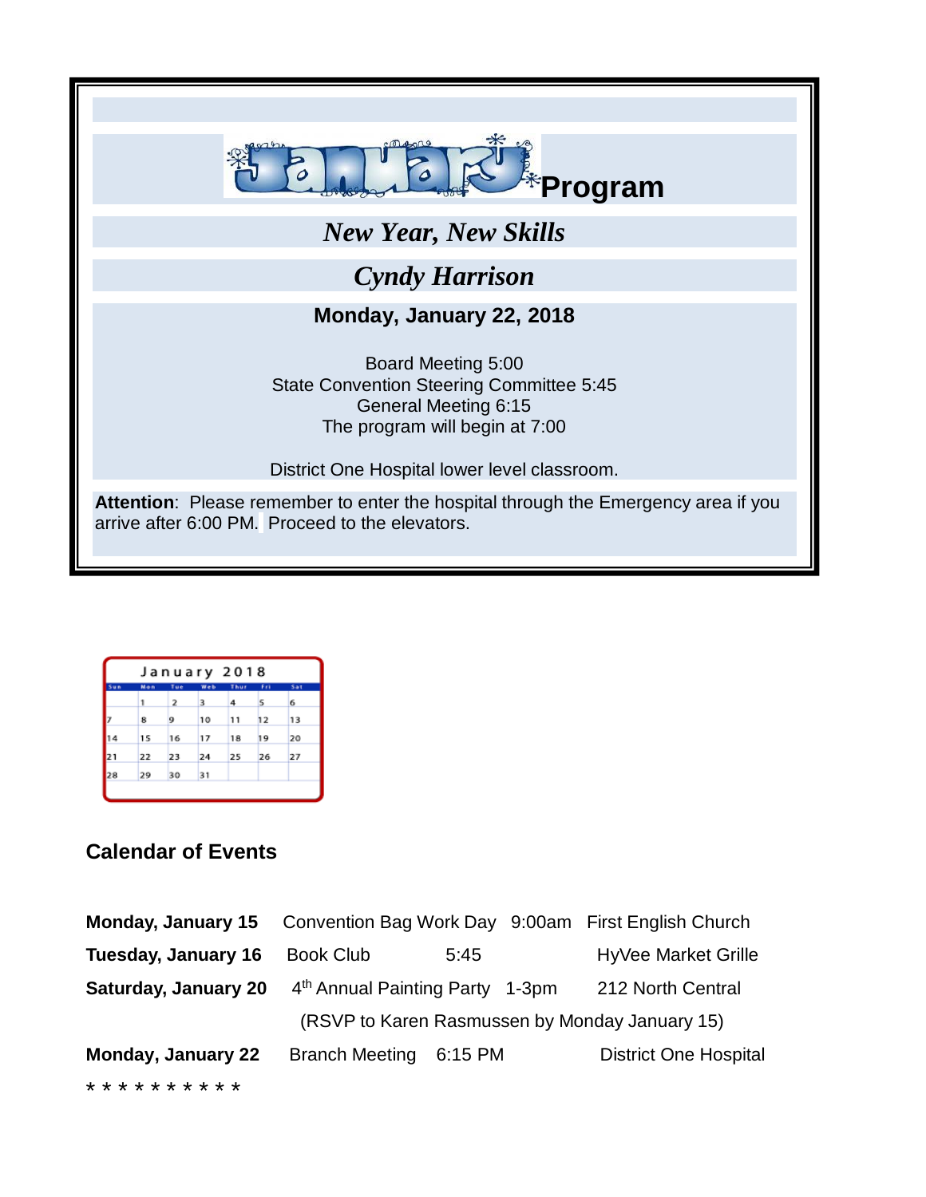# January Program

***New Year, New Skills***

***Cyndy Harrison***

**Monday, January 22, 2018**

Board Meeting 5:00
State Convention Steering Committee 5:45
General Meeting 6:15
The program will begin at 7:00

District One Hospital lower level classroom.

**Attention**: Please remember to enter the hospital through the Emergency area if you arrive after 6:00 PM. Proceed to the elevators.

| January 2018 | | | | | | |
|---|---|---|---|---|---|---|
| Sun | Mon | Tue | Wed | Thur | Fri | Sat |
| | 1 | 2 | 3 | 4 | 5 | 6 |
| 7 | 8 | 9 | 10 | 11 | 12 | 13 |
| 14 | 15 | 16 | 17 | 18 | 19 | 20 |
| 21 | 22 | 23 | 24 | 25 | 26 | 27 |
| 28 | 29 | 30 | 31 | | | |

### Calendar of Events

| | | | |
|---|---|---|---|
| **Monday, January 15** | Convention Bag Work Day | 9:00am | First English Church |
| **Tuesday, January 16** | Book Club | 5:45 | HyVee Market Grille |
| **Saturday, January 20** | 4th Annual Painting Party | 1-3pm | 212 North Central |
| | (RSVP to Karen Rasmussen by Monday January 15) | | |
| **Monday, January 22** | Branch Meeting | 6:15 PM | District One Hospital |

* * * * * * * * * *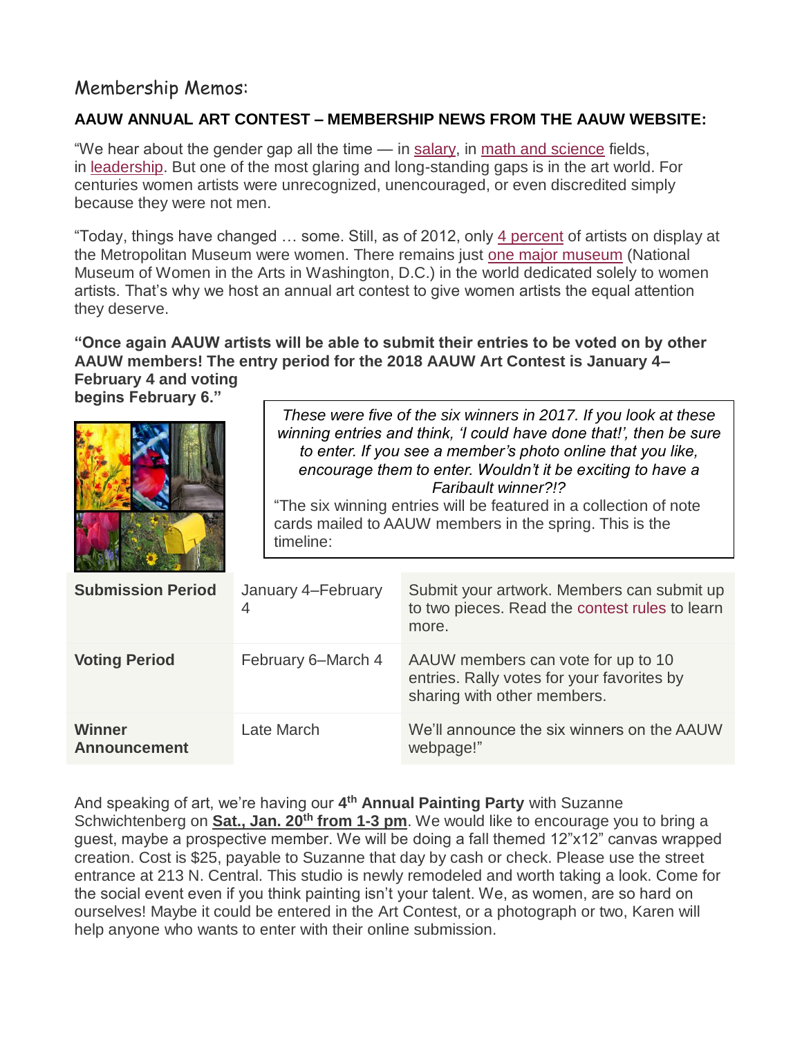## Membership Memos:

**AAUW ANNUAL ART CONTEST – MEMBERSHIP NEWS FROM THE AAUW WEBSITE:**

"We hear about the gender gap all the time — in salary, in math and science fields, in leadership. But one of the most glaring and long-standing gaps is in the art world. For centuries women artists were unrecognized, unencouraged, or even discredited simply because they were not men.

"Today, things have changed … some. Still, as of 2012, only 4 percent of artists on display at the Metropolitan Museum were women. There remains just one major museum (National Museum of Women in the Arts in Washington, D.C.) in the world dedicated solely to women artists. That's why we host an annual art contest to give women artists the equal attention they deserve.

**"Once again AAUW artists will be able to submit their entries to be voted on by other AAUW members! The entry period for the 2018 AAUW Art Contest is January 4–February 4 and voting begins February 6."**

*These were five of the six winners in 2017. If you look at these winning entries and think, 'I could have done that!', then be sure to enter. If you see a member's photo online that you like, encourage them to enter. Wouldn't it be exciting to have a Faribault winner?!?*

"The six winning entries will be featured in a collection of note cards mailed to AAUW members in the spring. This is the timeline:

| | | |
|---|---|---|
| **Submission Period** | January 4–February 4 | Submit your artwork. Members can submit up to two pieces. Read the contest rules to learn more. |
| **Voting Period** | February 6–March 4 | AAUW members can vote for up to 10 entries. Rally votes for your favorites by sharing with other members. |
| **Winner Announcement** | Late March | We'll announce the six winners on the AAUW webpage!" |

And speaking of art, we're having our **4th Annual Painting Party** with Suzanne Schwichtenberg on **Sat., Jan. 20th from 1-3 pm**. We would like to encourage you to bring a guest, maybe a prospective member. We will be doing a fall themed 12"x12" canvas wrapped creation. Cost is $25, payable to Suzanne that day by cash or check. Please use the street entrance at 213 N. Central. This studio is newly remodeled and worth taking a look. Come for the social event even if you think painting isn't your talent. We, as women, are so hard on ourselves! Maybe it could be entered in the Art Contest, or a photograph or two, Karen will help anyone who wants to enter with their online submission.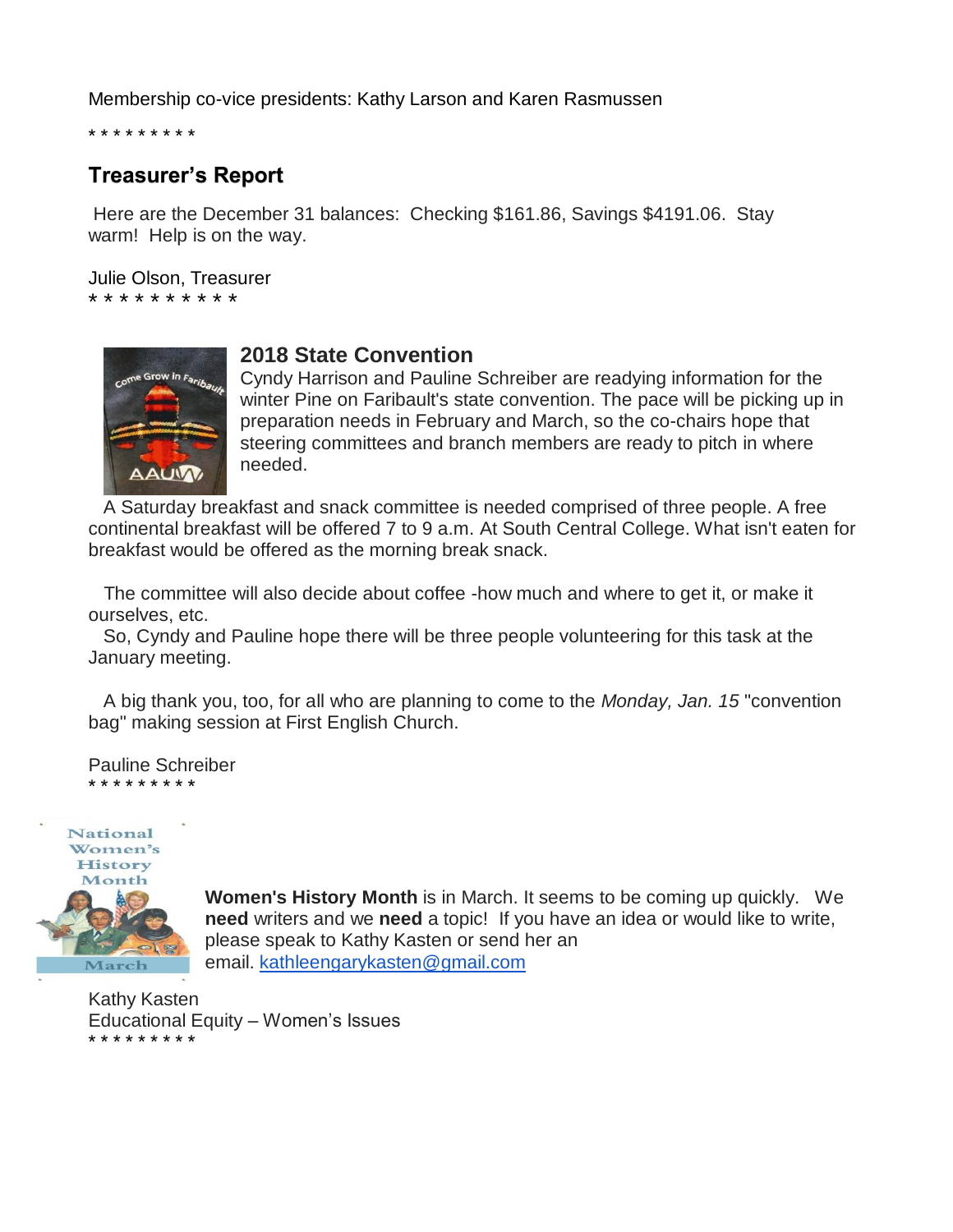Membership co-vice presidents: Kathy Larson and Karen Rasmussen

* * * * * * * * *

## Treasurer's Report

Here are the December 31 balances: Checking $161.86, Savings $4191.06. Stay warm! Help is on the way.

Julie Olson, Treasurer

* * * * * * * * * * *

### 2018 State Convention

Cyndy Harrison and Pauline Schreiber are readying information for the winter Pine on Faribault's state convention. The pace will be picking up in preparation needs in February and March, so the co-chairs hope that steering committees and branch members are ready to pitch in where needed.

A Saturday breakfast and snack committee is needed comprised of three people. A free continental breakfast will be offered 7 to 9 a.m. At South Central College. What isn't eaten for breakfast would be offered as the morning break snack.

The committee will also decide about coffee -how much and where to get it, or make it ourselves, etc.

So, Cyndy and Pauline hope there will be three people volunteering for this task at the January meeting.

A big thank you, too, for all who are planning to come to the *Monday, Jan. 15* "convention bag" making session at First English Church.

Pauline Schreiber

* * * * * * * * *

**Women's History Month** is in March. It seems to be coming up quickly. We **need** writers and we **need** a topic! If you have an idea or would like to write, please speak to Kathy Kasten or send her an email. kathleengarykasten@gmail.com

Kathy Kasten
Educational Equity – Women's Issues

* * * * * * * * *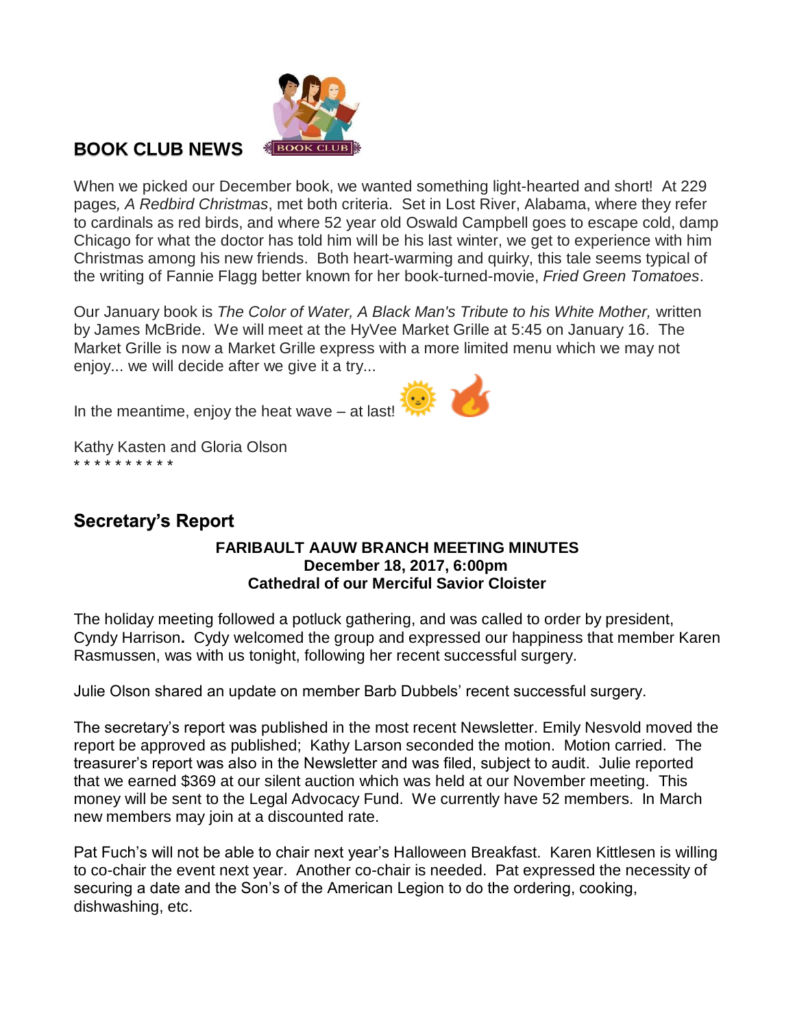## BOOK CLUB NEWS

When we picked our December book, we wanted something light-hearted and short! At 229 pages, *A Redbird Christmas*, met both criteria. Set in Lost River, Alabama, where they refer to cardinals as red birds, and where 52 year old Oswald Campbell goes to escape cold, damp Chicago for what the doctor has told him will be his last winter, we get to experience with him Christmas among his new friends. Both heart-warming and quirky, this tale seems typical of the writing of Fannie Flagg better known for her book-turned-movie, *Fried Green Tomatoes*.

Our January book is *The Color of Water, A Black Man's Tribute to his White Mother,* written by James McBride. We will meet at the HyVee Market Grille at 5:45 on January 16. The Market Grille is now a Market Grille express with a more limited menu which we may not enjoy... we will decide after we give it a try...

In the meantime, enjoy the heat wave – at last!

Kathy Kasten and Gloria Olson
* * * * * * * * * *

## Secretary's Report

**FARIBAULT AAUW BRANCH MEETING MINUTES**
**December 18, 2017, 6:00pm**
**Cathedral of our Merciful Savior Cloister**

The holiday meeting followed a potluck gathering, and was called to order by president, Cyndy Harrison**.** Cydy welcomed the group and expressed our happiness that member Karen Rasmussen, was with us tonight, following her recent successful surgery.

Julie Olson shared an update on member Barb Dubbels' recent successful surgery.

The secretary's report was published in the most recent Newsletter. Emily Nesvold moved the report be approved as published; Kathy Larson seconded the motion. Motion carried. The treasurer's report was also in the Newsletter and was filed, subject to audit. Julie reported that we earned $369 at our silent auction which was held at our November meeting. This money will be sent to the Legal Advocacy Fund. We currently have 52 members. In March new members may join at a discounted rate.

Pat Fuch's will not be able to chair next year's Halloween Breakfast. Karen Kittlesen is willing to co-chair the event next year. Another co-chair is needed. Pat expressed the necessity of securing a date and the Son's of the American Legion to do the ordering, cooking, dishwashing, etc.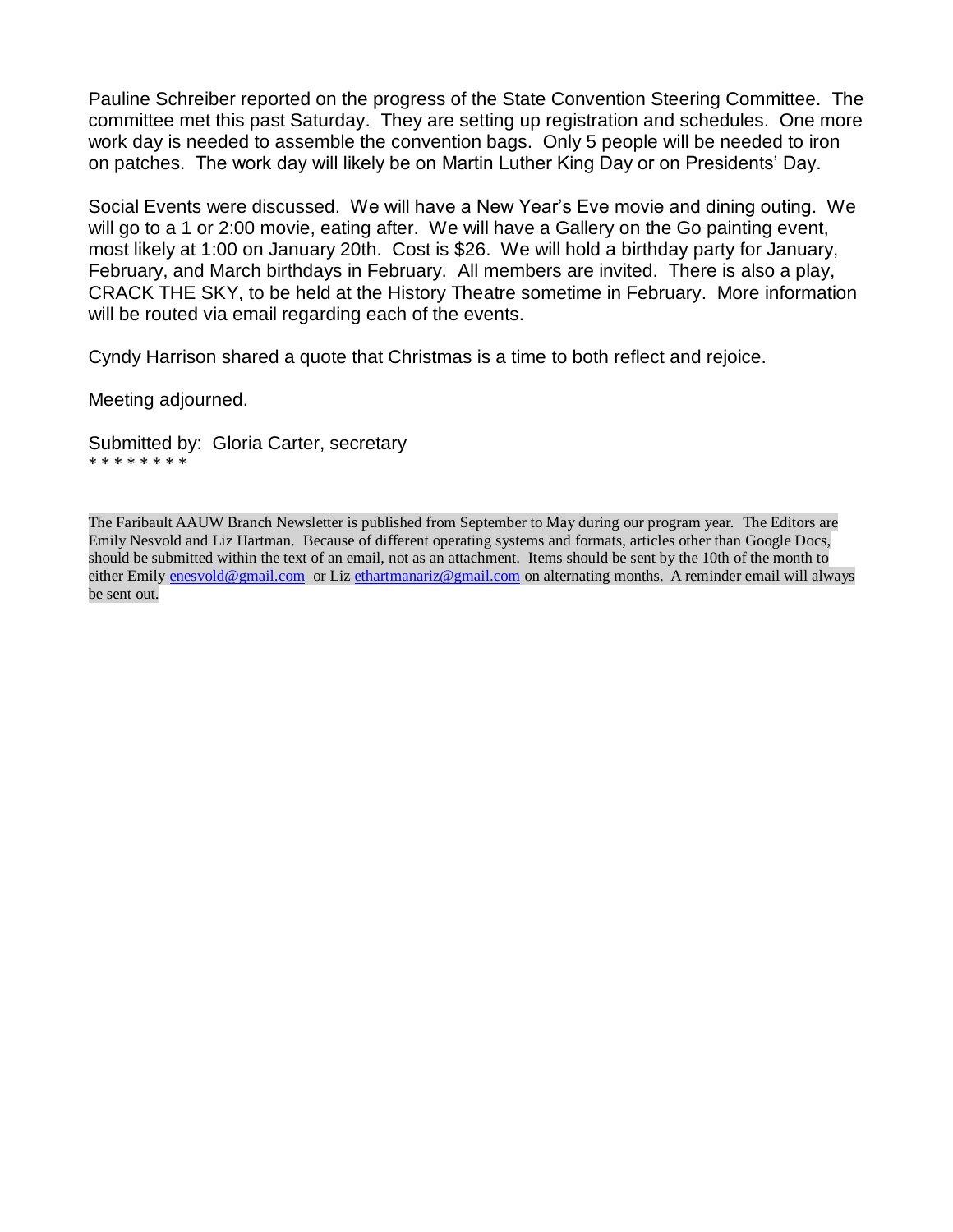Pauline Schreiber reported on the progress of the State Convention Steering Committee. The committee met this past Saturday. They are setting up registration and schedules. One more work day is needed to assemble the convention bags. Only 5 people will be needed to iron on patches. The work day will likely be on Martin Luther King Day or on Presidents' Day.

Social Events were discussed. We will have a New Year's Eve movie and dining outing. We will go to a 1 or 2:00 movie, eating after. We will have a Gallery on the Go painting event, most likely at 1:00 on January 20th. Cost is $26. We will hold a birthday party for January, February, and March birthdays in February. All members are invited. There is also a play, CRACK THE SKY, to be held at the History Theatre sometime in February. More information will be routed via email regarding each of the events.

Cyndy Harrison shared a quote that Christmas is a time to both reflect and rejoice.

Meeting adjourned.

Submitted by: Gloria Carter, secretary
* * * * * * * *

The Faribault AAUW Branch Newsletter is published from September to May during our program year. The Editors are Emily Nesvold and Liz Hartman. Because of different operating systems and formats, articles other than Google Docs, should be submitted within the text of an email, not as an attachment. Items should be sent by the 10th of the month to either Emily enesvold@gmail.com or Liz ethartmanariz@gmail.com on alternating months. A reminder email will always be sent out.